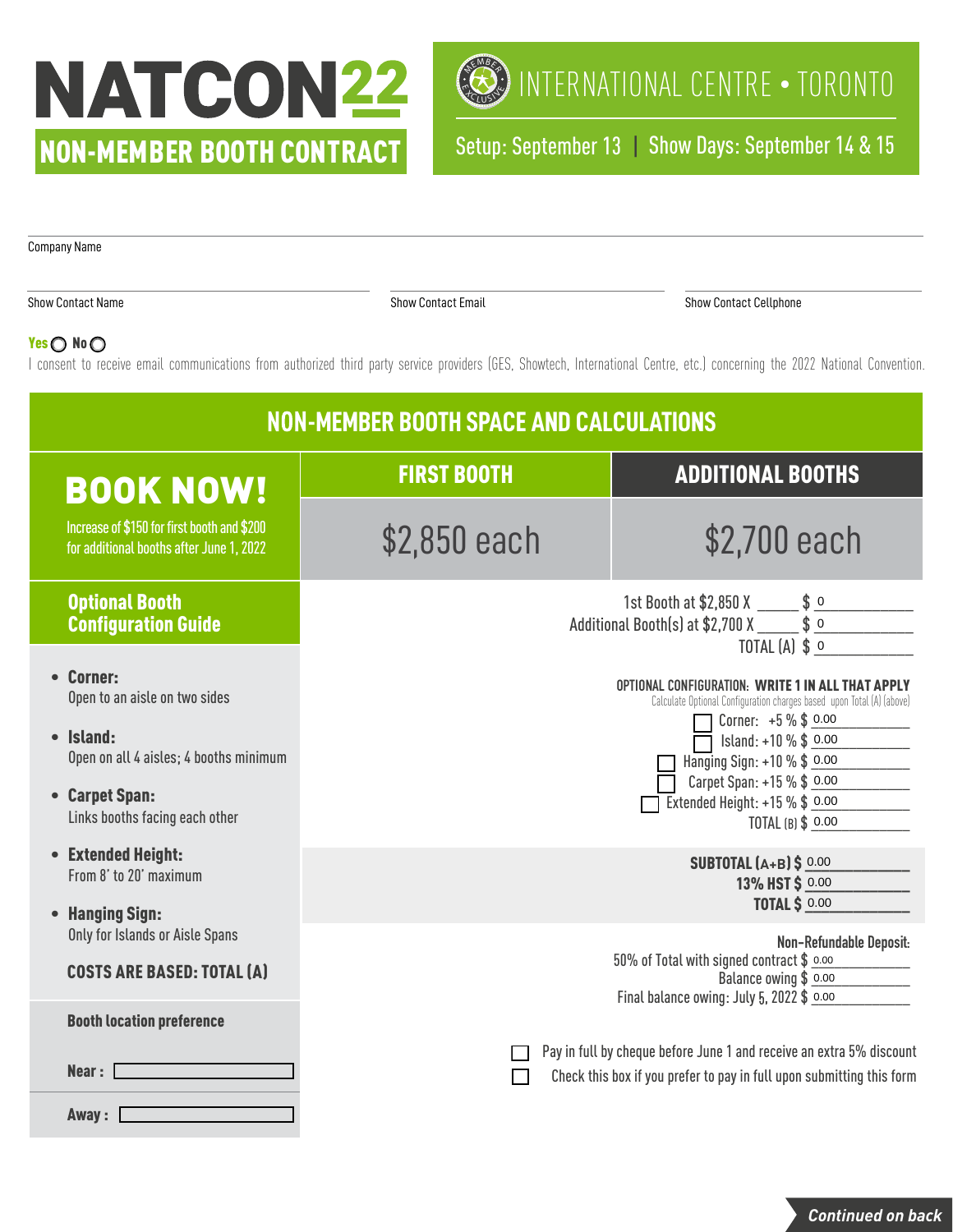# NATCON22

## NON-MEMBER BOOTH CONTRACT

INTERNATIONAL CENTRE • TORONTO

Setup: September 13 | Show Days: September 14 & 15

Company Name

Show Contact Name

Show Contact Email

Show Contact Cellphone

**Yes** ○ **No** ○
I consent to receive email communications from authorized third party service providers (GES, Showtech, International Centre, etc.) concerning the 2022 National Convention.

## NON-MEMBER BOOTH SPACE AND CALCULATIONS

| BOOK NOW! | FIRST BOOTH | ADDITIONAL BOOTHS |
|---|---|---|
| Increase of $150 for first booth and $200 for additional booths after June 1, 2022 | $2,850 each | $2,700 each |

1st Booth at $2,850 X _____ $ 0
Additional Booth(s) at $2,700 X _____ $ 0
TOTAL (A) $ 0

### Optional Booth Configuration Guide

- **Corner:** Open to an aisle on two sides
- **Island:** Open on all 4 aisles; 4 booths minimum
- **Carpet Span:** Links booths facing each other
- **Extended Height:** From 8' to 20' maximum
- **Hanging Sign:** Only for Islands or Aisle Spans

**COSTS ARE BASED: TOTAL (A)**

**OPTIONAL CONFIGURATION: WRITE 1 IN ALL THAT APPLY**
Calculate Optional Configuration charges based upon Total (A) (above)

- ☐ Corner: +5 % $ 0.00
- ☐ Island: +10 % $ 0.00
- ☐ Hanging Sign: +10 % $ 0.00
- ☐ Carpet Span: +15 % $ 0.00
- ☐ Extended Height: +15 % $ 0.00

TOTAL (B) $ 0.00

**SUBTOTAL (A+B) $** 0.00
**13% HST $** 0.00
**TOTAL $** 0.00

**Booth location preference**

**Near :** ____________

**Away :** ____________

**Non-Refundable Deposit:**
50% of Total with signed contract $ 0.00
Balance owing $ 0.00
Final balance owing: July 5, 2022 $ 0.00

☐ Pay in full by cheque before June 1 and receive an extra 5% discount
☐ Check this box if you prefer to pay in full upon submitting this form

*Continued on back*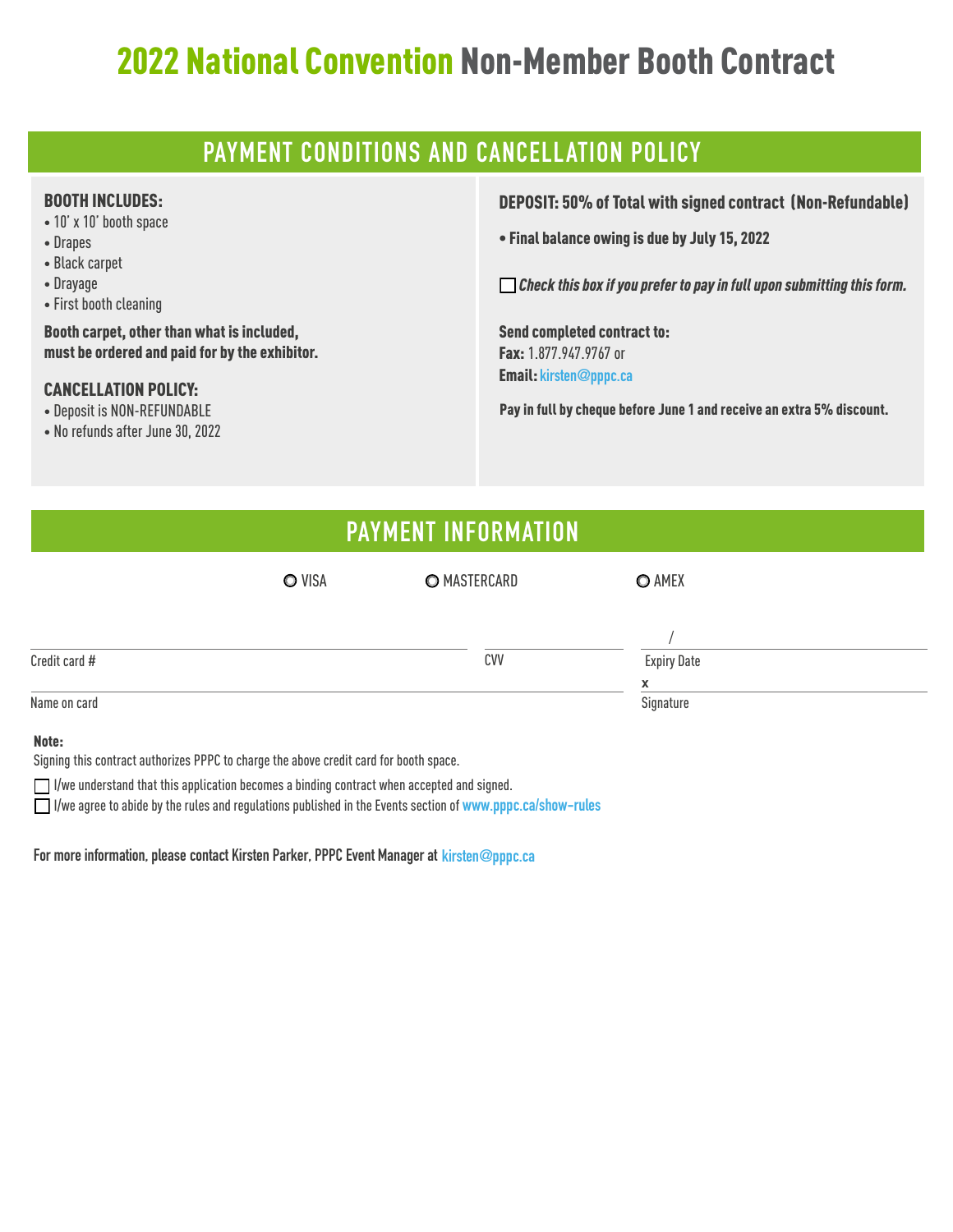# 2022 National Convention Non-Member Booth Contract

## PAYMENT CONDITIONS AND CANCELLATION POLICY

**BOOTH INCLUDES:**

- 10' x 10' booth space
- Drapes
- Black carpet
- Drayage
- First booth cleaning

**Booth carpet, other than what is included, must be ordered and paid for by the exhibitor.**

**CANCELLATION POLICY:**

- Deposit is NON-REFUNDABLE
- No refunds after June 30, 2022

**DEPOSIT: 50% of Total with signed contract (Non-Refundable)**

- **Final balance owing is due by July 15, 2022**

☐ ***Check this box if you prefer to pay in full upon submitting this form.***

**Send completed contract to:**
**Fax:** 1.877.947.9767 or
**Email:** kirsten@pppc.ca

**Pay in full by cheque before June 1 and receive an extra 5% discount.**

## PAYMENT INFORMATION

○ VISA ○ MASTERCARD ○ AMEX

Credit card # _______________ CVV _______ Expiry Date ____ / ____

Name on card _______________ Signature x _______________

**Note:**

Signing this contract authorizes PPPC to charge the above credit card for booth space.

☐ I/we understand that this application becomes a binding contract when accepted and signed.

☐ I/we agree to abide by the rules and regulations published in the Events section of www.pppc.ca/show-rules

**For more information, please contact Kirsten Parker, PPPC Event Manager at** kirsten@pppc.ca